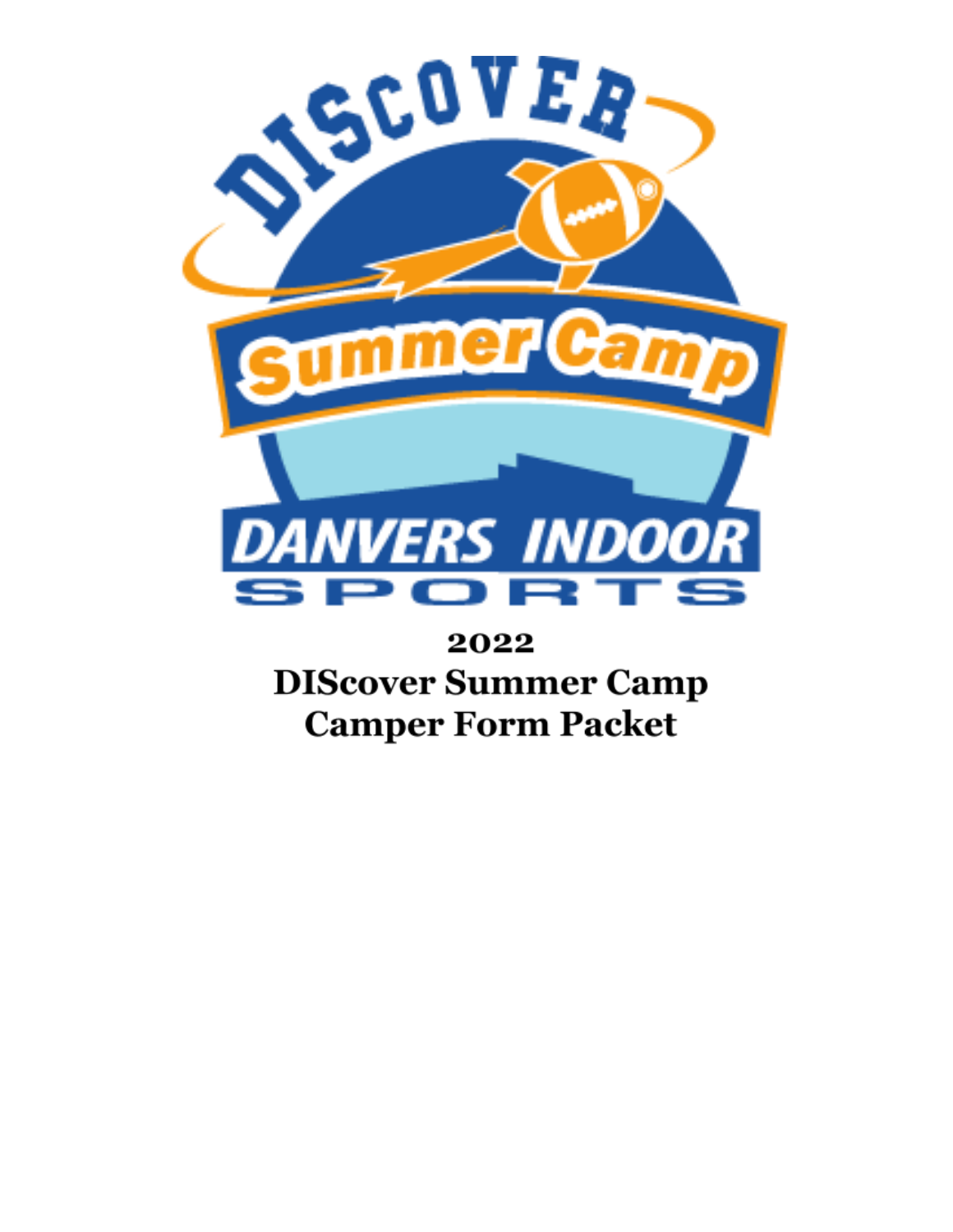# 2022
# DIScover Summer Camp
# Camper Form Packet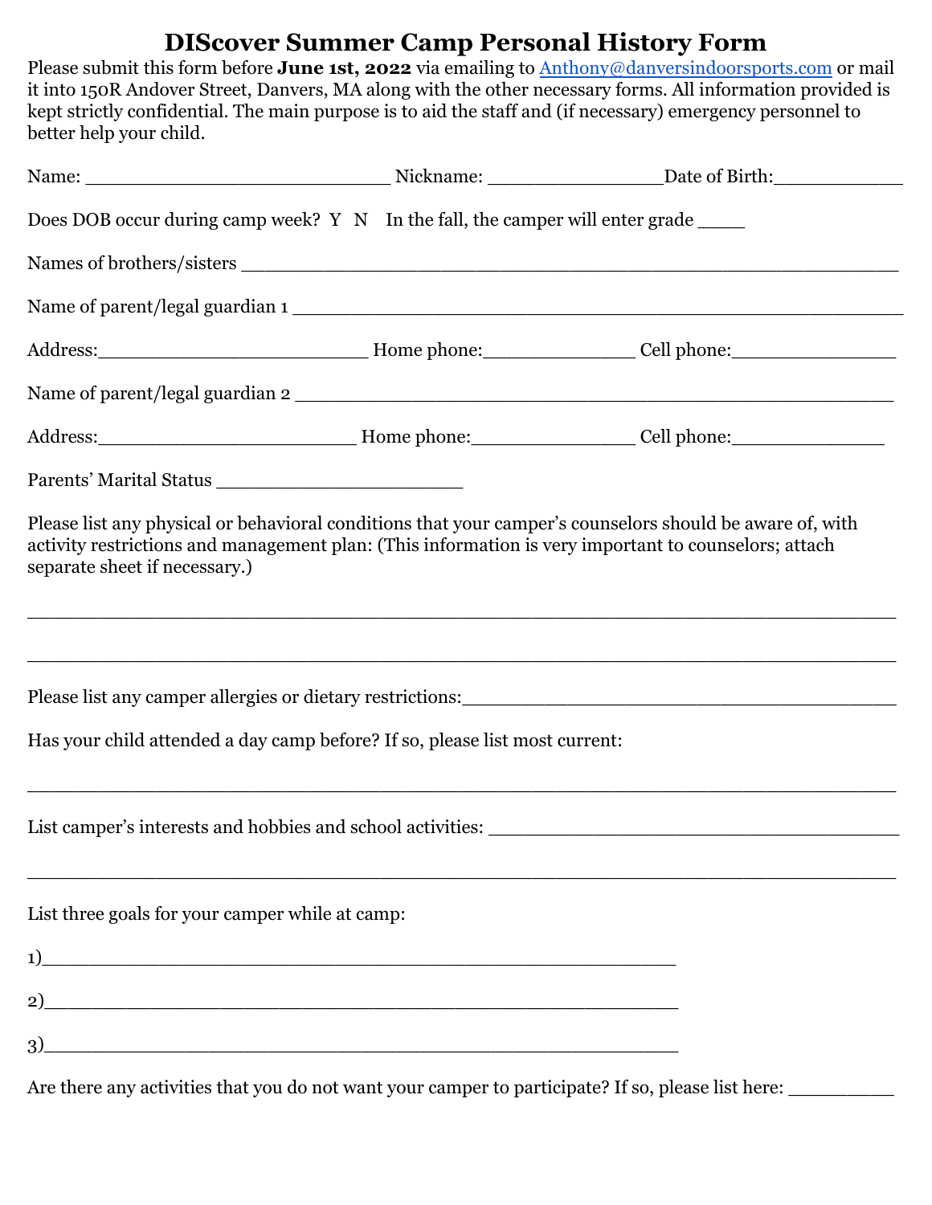# DIScover Summer Camp Personal History Form

Please submit this form before **June 1st, 2022** via emailing to [Anthony@danversindoorsports.com](mailto:Anthony@danversindoorsports.com) or mail it into 150R Andover Street, Danvers, MA along with the other necessary forms. All information provided is kept strictly confidential. The main purpose is to aid the staff and (if necessary) emergency personnel to better help your child.

Name: __________________________ Nickname: ________________ Date of Birth:____________

Does DOB occur during camp week? Y N In the fall, the camper will enter grade _____

Names of brothers/sisters ________________________________________________________

Name of parent/legal guardian 1 ___________________________________________________

Address:_________________________ Home phone:______________ Cell phone:________________

Name of parent/legal guardian 2 ___________________________________________________

Address:________________________ Home phone:________________ Cell phone:_______________

Parents' Marital Status ______________________

Please list any physical or behavioral conditions that your camper's counselors should be aware of, with activity restrictions and management plan: (This information is very important to counselors; attach separate sheet if necessary.)

______________________________________________________________________________

______________________________________________________________________________

Please list any camper allergies or dietary restrictions:________________________________________

Has your child attended a day camp before? If so, please list most current:

______________________________________________________________________________

List camper's interests and hobbies and school activities: ______________________________________

______________________________________________________________________________

List three goals for your camper while at camp:

1)______________________________________________________

2)______________________________________________________

3)______________________________________________________

Are there any activities that you do not want your camper to participate? If so, please list here: __________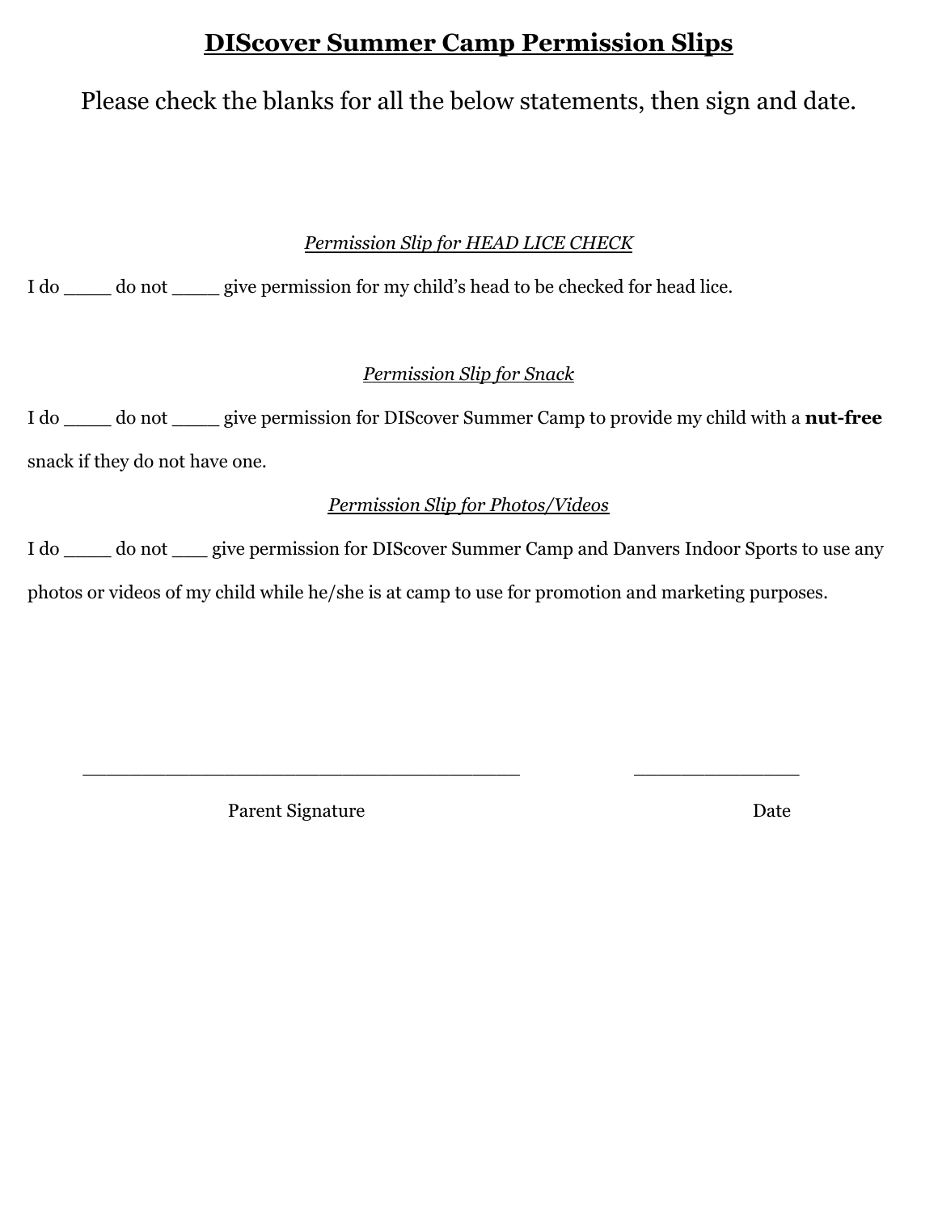# **DIScover Summer Camp Permission Slips**

Please check the blanks for all the below statements, then sign and date.

*Permission Slip for HEAD LICE CHECK*

I do ____ do not ____ give permission for my child's head to be checked for head lice.

*Permission Slip for Snack*

I do ____ do not ____ give permission for DIScover Summer Camp to provide my child with a **nut-free** snack if they do not have one.

*Permission Slip for Photos/Videos*

I do ____ do not ___ give permission for DIScover Summer Camp and Danvers Indoor Sports to use any photos or videos of my child while he/she is at camp to use for promotion and marketing purposes.

________________________________________ ________________

Parent Signature Date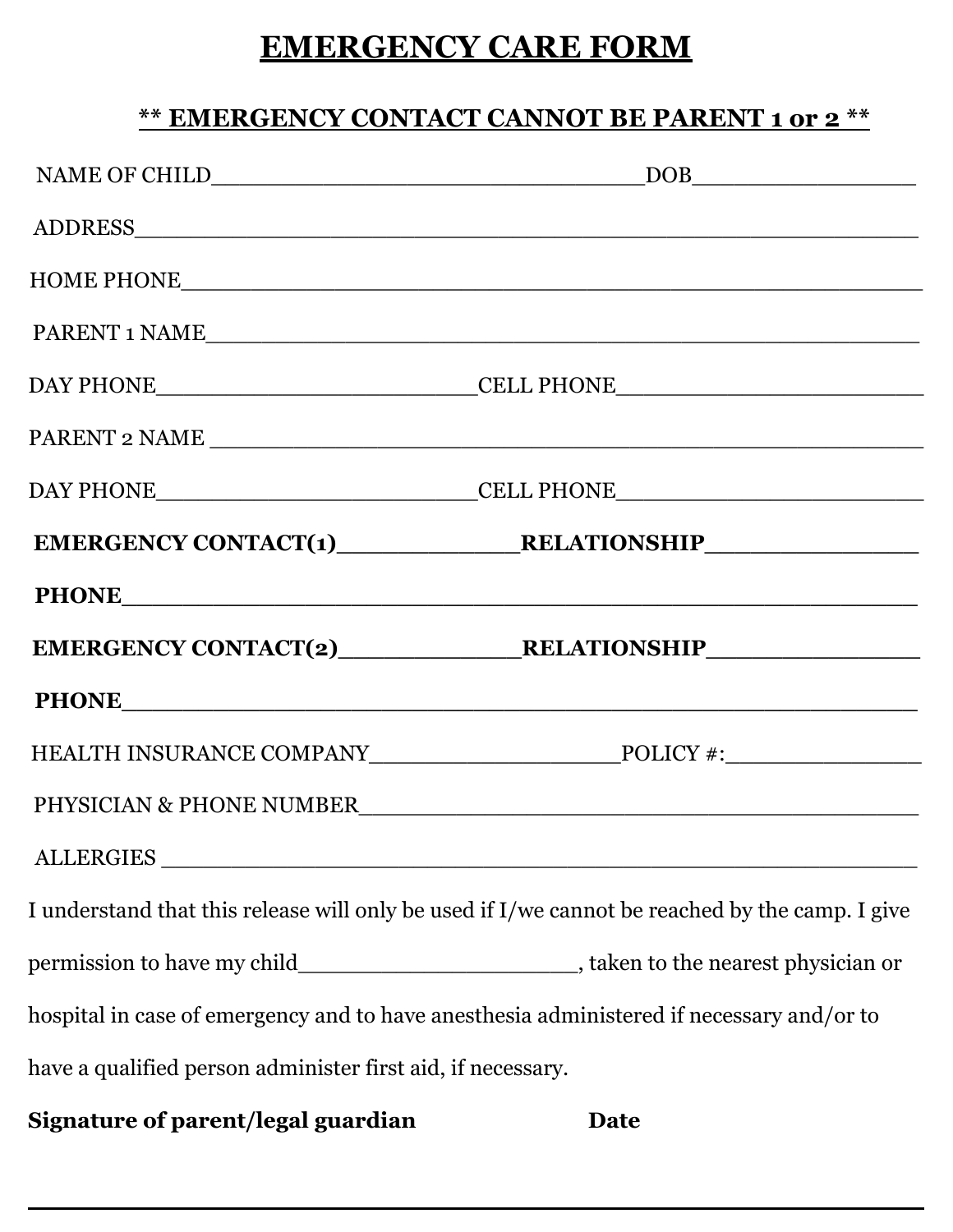# EMERGENCY CARE FORM

**\*\* EMERGENCY CONTACT CANNOT BE PARENT 1 or 2 \*\***

NAME OF CHILD________________________________DOB________________

ADDRESS__________________________________________________________

HOME PHONE_______________________________________________________

PARENT 1 NAME____________________________________________________

DAY PHONE________________________CELL PHONE______________________

PARENT 2 NAME ____________________________________________________

DAY PHONE________________________CELL PHONE______________________

**EMERGENCY CONTACT(1)_____________RELATIONSHIP_______________**

**PHONE___________________________________________________________**

**EMERGENCY CONTACT(2)_____________RELATIONSHIP_______________**

**PHONE___________________________________________________________**

HEALTH INSURANCE COMPANY___________________POLICY #:_______________

PHYSICIAN & PHONE NUMBER_________________________________________

ALLERGIES _______________________________________________________

I understand that this release will only be used if I/we cannot be reached by the camp. I give permission to have my child____________________, taken to the nearest physician or hospital in case of emergency and to have anesthesia administered if necessary and/or to have a qualified person administer first aid, if necessary.

**Signature of parent/legal guardian** **Date**

_________________________________________________________________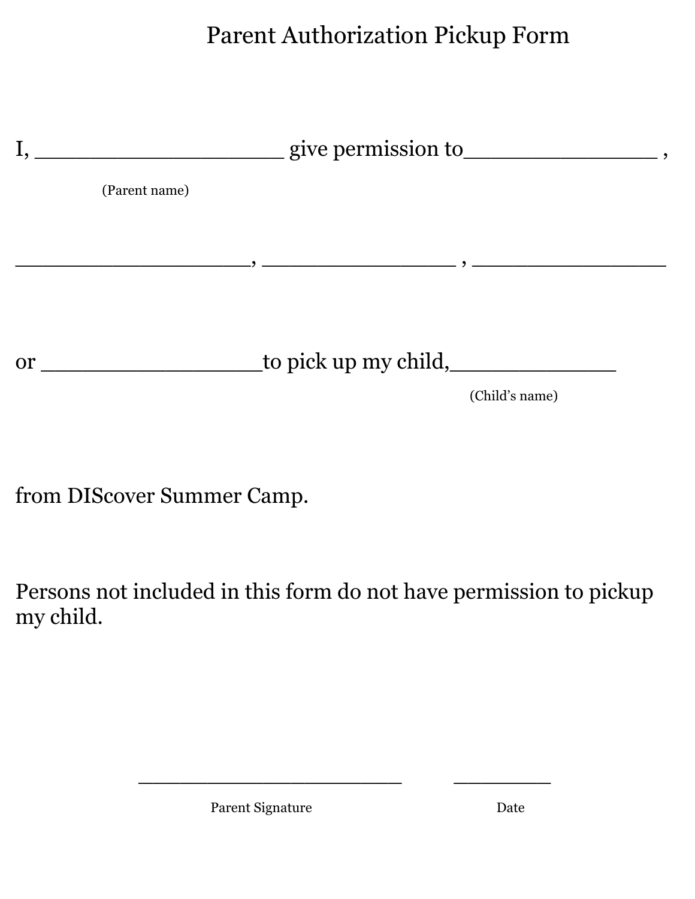# Parent Authorization Pickup Form

I, ____________________ give permission to_______________ ,

(Parent name)

___________________, _______________ , _______________

or __________________to pick up my child,_____________

(Child's name)

from DIScover Summer Camp.

Persons not included in this form do not have permission to pickup my child.

______________________ ________

Parent Signature Date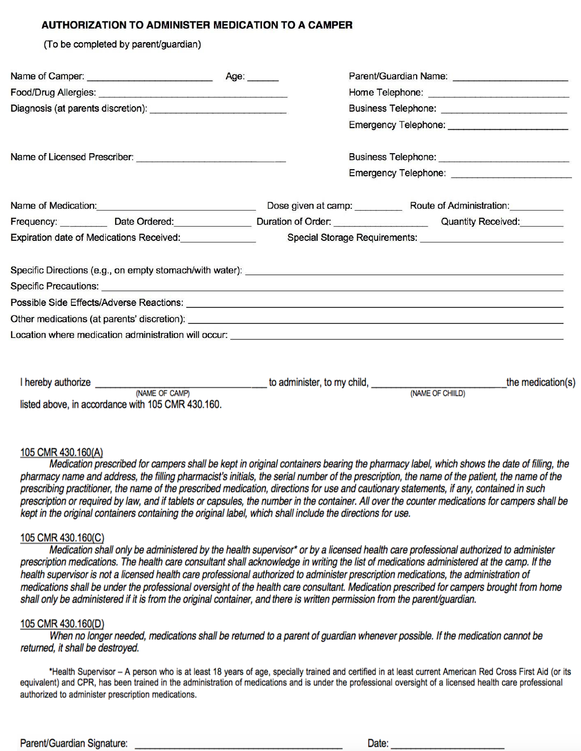## AUTHORIZATION TO ADMINISTER MEDICATION TO A CAMPER

(To be completed by parent/guardian)

Name of Camper: ______________________ Age: ______

Food/Drug Allergies: ___________________________________

Diagnosis (at parents discretion): ________________________

Parent/Guardian Name: ____________________

Home Telephone: ________________________

Business Telephone: ______________________

Emergency Telephone: _____________________

Name of Licensed Prescriber: ___________________________

Business Telephone: ________________________

Emergency Telephone: _______________________

Name of Medication: ___________________________ Dose given at camp: _________ Route of Administration: __________

Frequency: _________ Date Ordered: _______________ Duration of Order: ________________ Quantity Received: ________

Expiration date of Medications Received: ______________ Special Storage Requirements: _____________________________

Specific Directions (e.g., on empty stomach/with water): ____________________________________________

Specific Precautions: ____________________________________________________________

Possible Side Effects/Adverse Reactions: ____________________________________________

Other medications (at parents' discretion): ____________________________________________

Location where medication administration will occur: ______________________________________

I hereby authorize ______________________________ (NAME OF CAMP) to administer, to my child, ________________________ (NAME OF CHILD) the medication(s) listed above, in accordance with 105 CMR 430.160.

105 CMR 430.160(A)

*Medication prescribed for campers shall be kept in original containers bearing the pharmacy label, which shows the date of filling, the pharmacy name and address, the filling pharmacist's initials, the serial number of the prescription, the name of the patient, the name of the prescribing practitioner, the name of the prescribed medication, directions for use and cautionary statements, if any, contained in such prescription or required by law, and if tablets or capsules, the number in the container. All over the counter medications for campers shall be kept in the original containers containing the original label, which shall include the directions for use.*

105 CMR 430.160(C)

*Medication shall only be administered by the health supervisor* or by a licensed health care professional authorized to administer prescription medications. The health care consultant shall acknowledge in writing the list of medications administered at the camp. If the health supervisor is not a licensed health care professional authorized to administer prescription medications, the administration of medications shall be under the professional oversight of the health care consultant. Medication prescribed for campers brought from home shall only be administered if it is from the original container, and there is written permission from the parent/guardian.*

105 CMR 430.160(D)

*When no longer needed, medications shall be returned to a parent of guardian whenever possible. If the medication cannot be returned, it shall be destroyed.*

*Health Supervisor – A person who is at least 18 years of age, specially trained and certified in at least current American Red Cross First Aid (or its equivalent) and CPR, has been trained in the administration of medications and is under the professional oversight of a licensed health care professional authorized to administer prescription medications.

Parent/Guardian Signature: ____________________________________ Date: __________________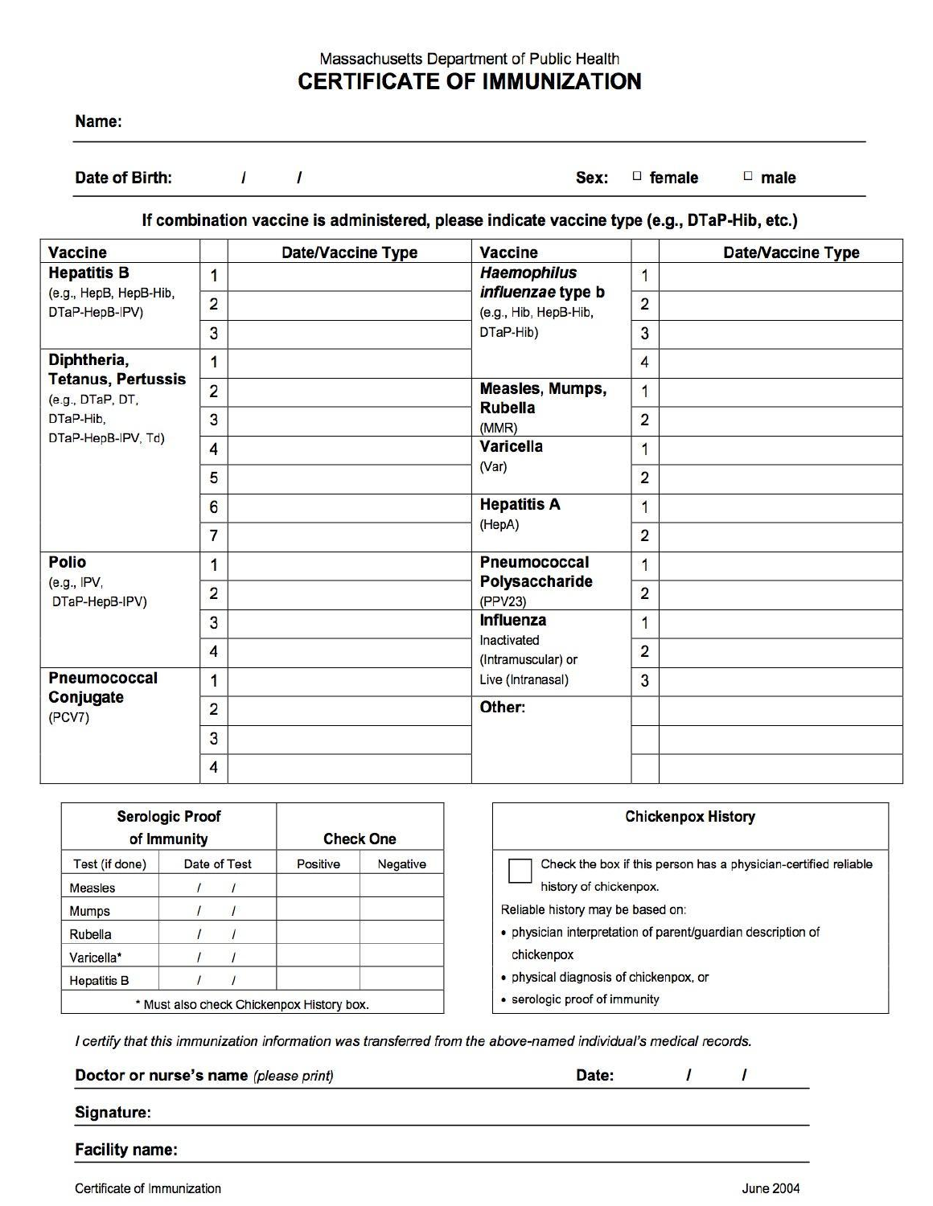Massachusetts Department of Public Health

# CERTIFICATE OF IMMUNIZATION

**Name:** ______________________________

**Date of Birth:** &nbsp;&nbsp;&nbsp; / &nbsp;&nbsp;&nbsp; / &nbsp;&nbsp;&nbsp;&nbsp;&nbsp;&nbsp;&nbsp;&nbsp; **Sex:** ☐ **female** &nbsp;&nbsp; ☐ **male**

**If combination vaccine is administered, please indicate vaccine type (e.g., DTaP-Hib, etc.)**

| Vaccine | | Date/Vaccine Type | Vaccine | | Date/Vaccine Type |
|---|---|---|---|---|---|
| **Hepatitis B** (e.g., HepB, HepB-Hib, DTaP-HepB-IPV) | 1 | | ***Haemophilus influenzae* type b** (e.g., Hib, HepB-Hib, DTaP-Hib) | 1 | |
| | 2 | | | 2 | |
| | 3 | | | 3 | |
| **Diphtheria, Tetanus, Pertussis** (e.g., DTaP, DT, DTaP-Hib, DTaP-HepB-IPV, Td) | 1 | | | 4 | |
| | 2 | | **Measles, Mumps, Rubella** (MMR) | 1 | |
| | 3 | | | 2 | |
| | 4 | | **Varicella** (Var) | 1 | |
| | 5 | | | 2 | |
| | 6 | | **Hepatitis A** (HepA) | 1 | |
| | 7 | | | 2 | |
| **Polio** (e.g., IPV, DTaP-HepB-IPV) | 1 | | **Pneumococcal Polysaccharide** (PPV23) | 1 | |
| | 2 | | | 2 | |
| | 3 | | **Influenza** Inactivated (Intramuscular) or Live (Intranasal) | 1 | |
| | 4 | | | 2 | |
| **Pneumococcal Conjugate** (PCV7) | 1 | | | 3 | |
| | 2 | | **Other:** | | |
| | 3 | | | | |
| | 4 | | | | |

| Serologic Proof of Immunity | | Check One | |
|---|---|---|---|
| Test (if done) | Date of Test | Positive | Negative |
| Measles | / / | | |
| Mumps | / / | | |
| Rubella | / / | | |
| Varicella* | / / | | |
| Hepatitis B | / / | | |

\* Must also check Chickenpox History box.

**Chickenpox History**

☐ Check the box if this person has a physician-certified reliable history of chickenpox.

Reliable history may be based on:

- physician interpretation of parent/guardian description of chickenpox
- physical diagnosis of chickenpox, or
- serologic proof of immunity

*I certify that this immunization information was transferred from the above-named individual's medical records.*

**Doctor or nurse's name** *(please print)* ______________________ **Date:** &nbsp;&nbsp; / &nbsp;&nbsp; /

**Signature:** ______________________________

**Facility name:** ______________________________

Certificate of Immunization &nbsp;&nbsp;&nbsp;&nbsp;&nbsp;&nbsp;&nbsp;&nbsp; June 2004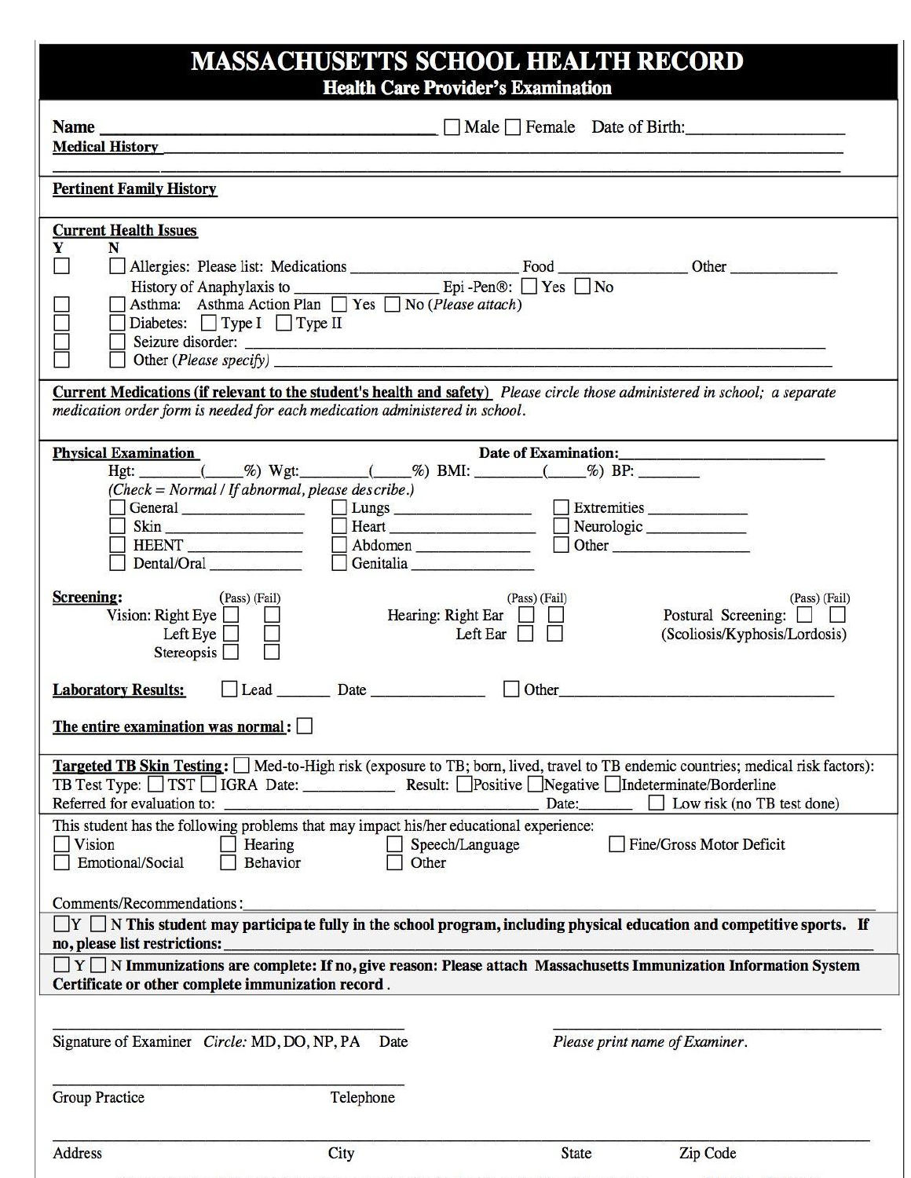# MASSACHUSETTS SCHOOL HEALTH RECORD

## Health Care Provider's Examination

**Name** ______________________ ☐ Male ☐ Female Date of Birth: ______________

**Medical History** ______________________

**Pertinent Family History**

**Current Health Issues**

| Y | N | |
|---|---|---|
| ☐ | ☐ | Allergies: Please list: Medications ______ Food ______ Other ______<br>History of Anaphylaxis to ______ Epi -Pen®: ☐ Yes ☐ No |
| ☐ | ☐ | Asthma: Asthma Action Plan ☐ Yes ☐ No (*Please attach*) |
| ☐ | ☐ | Diabetes: ☐ Type I ☐ Type II |
| ☐ | ☐ | Seizure disorder: ______ |
| ☐ | ☐ | Other (*Please specify*) ______ |

**Current Medications (if relevant to the student's health and safety)** *Please circle those administered in school; a separate medication order form is needed for each medication administered in school.*

**Physical Examination** Date of Examination: ______________

Hgt: ______(____%) Wgt: ______(____%) BMI: ______(____%) BP: ______

*(Check = Normal / If abnormal, please describe.)*

| | | |
|---|---|---|
| ☐ General ______ | ☐ Lungs ______ | ☐ Extremities ______ |
| ☐ Skin ______ | ☐ Heart ______ | ☐ Neurologic ______ |
| ☐ HEENT ______ | ☐ Abdomen ______ | ☐ Other ______ |
| ☐ Dental/Oral ______ | ☐ Genitalia ______ | |

**Screening:**

| | (Pass) | (Fail) |
|---|---|---|
| Vision: Right Eye | ☐ | ☐ |
| Left Eye | ☐ | ☐ |
| Stereopsis | ☐ | ☐ |
| Hearing: Right Ear | ☐ | ☐ |
| Left Ear | ☐ | ☐ |
| Postural Screening: (Scoliosis/Kyphosis/Lordosis) | ☐ | ☐ |

**Laboratory Results:** ☐ Lead ______ Date ______ ☐ Other______________

**The entire examination was normal:** ☐

**Targeted TB Skin Testing:** ☐ Med-to-High risk (exposure to TB; born, lived, travel to TB endemic countries; medical risk factors):
TB Test Type: ☐ TST ☐ IGRA Date: ______ Result: ☐ Positive ☐ Negative ☐ Indeterminate/Borderline
Referred for evaluation to: ______________ Date: ______ ☐ Low risk (no TB test done)

This student has the following problems that may impact his/her educational experience:

| | | | |
|---|---|---|---|
| ☐ Vision | ☐ Hearing | ☐ Speech/Language | ☐ Fine/Gross Motor Deficit |
| ☐ Emotional/Social | ☐ Behavior | ☐ Other | |

Comments/Recommendations: ______________

☐ Y ☐ N **This student may participate fully in the school program, including physical education and competitive sports. If no, please list restrictions:** ______________

☐ Y ☐ N **Immunizations are complete: If no, give reason: Please attach Massachusetts Immunization Information System Certificate or other complete immunization record .**

______________________
Signature of Examiner *Circle:* MD, DO, NP, PA Date

______________________
*Please print name of Examiner.*

______________________
Group Practice Telephone

______________________
Address City State Zip Code